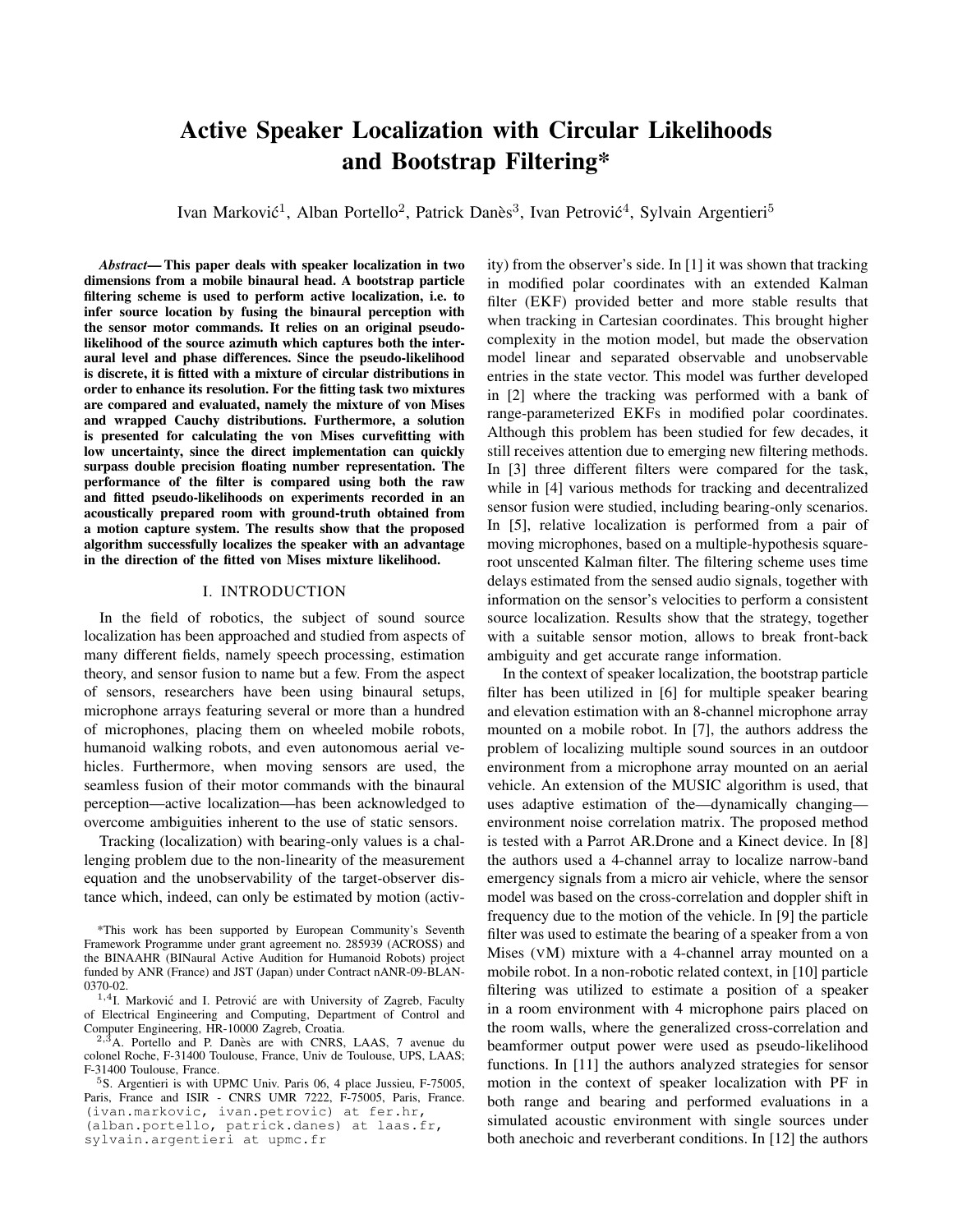# Active Speaker Localization with Circular Likelihoods and Bootstrap Filtering*

Ivan Marković[1], Alban Portello[2], Patrick Danès[3], Ivan Petrović[4], Sylvain Argentieri[5]

***Abstract*— This paper deals with speaker localization in two dimensions from a mobile binaural head. A bootstrap particle filtering scheme is used to perform active localization, i.e. to infer source location by fusing the binaural perception with the sensor motor commands. It relies on an original pseudo-likelihood of the source azimuth which captures both the interaural level and phase differences. Since the pseudo-likelihood is discrete, it is fitted with a mixture of circular distributions in order to enhance its resolution. For the fitting task two mixtures are compared and evaluated, namely the mixture of von Mises and wrapped Cauchy distributions. Furthermore, a solution is presented for calculating the von Mises curvefitting with low uncertainty, since the direct implementation can quickly surpass double precision floating number representation. The performance of the filter is compared using both the raw and fitted pseudo-likelihoods on experiments recorded in an acoustically prepared room with ground-truth obtained from a motion capture system. The results show that the proposed algorithm successfully localizes the speaker with an advantage in the direction of the fitted von Mises mixture likelihood.**

## I. INTRODUCTION

In the field of robotics, the subject of sound source localization has been approached and studied from aspects of many different fields, namely speech processing, estimation theory, and sensor fusion to name but a few. From the aspect of sensors, researchers have been using binaural setups, microphone arrays featuring several or more than a hundred of microphones, placing them on wheeled mobile robots, humanoid walking robots, and even autonomous aerial vehicles. Furthermore, when moving sensors are used, the seamless fusion of their motor commands with the binaural perception—active localization—has been acknowledged to overcome ambiguities inherent to the use of static sensors.

Tracking (localization) with bearing-only values is a challenging problem due to the non-linearity of the measurement equation and the unobservability of the target-observer distance which, indeed, can only be estimated by motion (activity) from the observer's side. In [1] it was shown that tracking in modified polar coordinates with an extended Kalman filter (EKF) provided better and more stable results that when tracking in Cartesian coordinates. This brought higher complexity in the motion model, but made the observation model linear and separated observable and unobservable entries in the state vector. This model was further developed in [2] where the tracking was performed with a bank of range-parameterized EKFs in modified polar coordinates. Although this problem has been studied for few decades, it still receives attention due to emerging new filtering methods. In [3] three different filters were compared for the task, while in [4] various methods for tracking and decentralized sensor fusion were studied, including bearing-only scenarios. In [5], relative localization is performed from a pair of moving microphones, based on a multiple-hypothesis square-root unscented Kalman filter. The filtering scheme uses time delays estimated from the sensed audio signals, together with information on the sensor's velocities to perform a consistent source localization. Results show that the strategy, together with a suitable sensor motion, allows to break front-back ambiguity and get accurate range information.

In the context of speaker localization, the bootstrap particle filter has been utilized in [6] for multiple speaker bearing and elevation estimation with an 8-channel microphone array mounted on a mobile robot. In [7], the authors address the problem of localizing multiple sound sources in an outdoor environment from a microphone array mounted on an aerial vehicle. An extension of the MUSIC algorithm is used, that uses adaptive estimation of the—dynamically changing—environment noise correlation matrix. The proposed method is tested with a Parrot AR.Drone and a Kinect device. In [8] the authors used a 4-channel array to localize narrow-band emergency signals from a micro air vehicle, where the sensor model was based on the cross-correlation and doppler shift in frequency due to the motion of the vehicle. In [9] the particle filter was used to estimate the bearing of a speaker from a von Mises (vM) mixture with a 4-channel array mounted on a mobile robot. In a non-robotic related context, in [10] particle filtering was utilized to estimate a position of a speaker in a room environment with 4 microphone pairs placed on the room walls, where the generalized cross-correlation and beamformer output power were used as pseudo-likelihood functions. In [11] the authors analyzed strategies for sensor motion in the context of speaker localization with PF in both range and bearing and performed evaluations in a simulated acoustic environment with single sources under both anechoic and reverberant conditions. In [12] the authors

---

*This work has been supported by European Community's Seventh Framework Programme under grant agreement no. 285939 (ACROSS) and the BINAAHR (BINaural Active Audition for Humanoid Robots) project funded by ANR (France) and JST (Japan) under Contract nANR-09-BLAN-0370-02.

[1,4]I. Marković and I. Petrović are with University of Zagreb, Faculty of Electrical Engineering and Computing, Department of Control and Computer Engineering, HR-10000 Zagreb, Croatia.

[2,3]A. Portello and P. Danès are with CNRS, LAAS, 7 avenue du colonel Roche, F-31400 Toulouse, France, Univ de Toulouse, UPS, LAAS; F-31400 Toulouse, France.

[5]S. Argentieri is with UPMC Univ. Paris 06, 4 place Jussieu, F-75005, Paris, France and ISIR - CNRS UMR 7222, F-75005, Paris, France. (ivan.markovic, ivan.petrovic) at fer.hr, (alban.portello, patrick.danes) at laas.fr, sylvain.argentieri at upmc.fr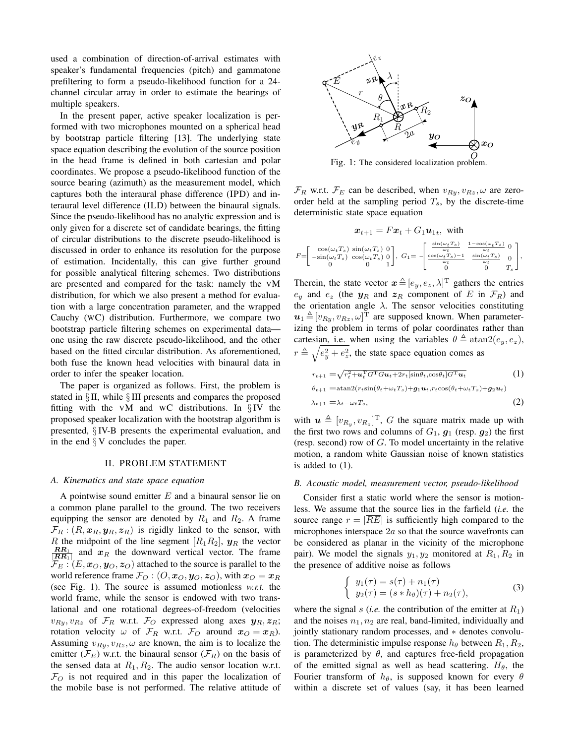used a combination of direction-of-arrival estimates with speaker's fundamental frequencies (pitch) and gammatone prefiltering to form a pseudo-likelihood function for a 24-channel circular array in order to estimate the bearings of multiple speakers.

In the present paper, active speaker localization is performed with two microphones mounted on a spherical head by bootstrap particle filtering [13]. The underlying state space equation describing the evolution of the source position in the head frame is defined in both cartesian and polar coordinates. We propose a pseudo-likelihood function of the source bearing (azimuth) as the measurement model, which captures both the interaural phase difference (IPD) and interaural level difference (ILD) between the binaural signals. Since the pseudo-likelihood has no analytic expression and is only given for a discrete set of candidate bearings, the fitting of circular distributions to the discrete pseudo-likelihood is discussed in order to enhance its resolution for the purpose of estimation. Incidentally, this can give further ground for possible analytical filtering schemes. Two distributions are presented and compared for the task: namely the vM distribution, for which we also present a method for evaluation with a large concentration parameter, and the wrapped Cauchy (wC) distribution. Furthermore, we compare two bootstrap particle filtering schemes on experimental data—one using the raw discrete pseudo-likelihood, and the other based on the fitted circular distribution. As aforementioned, both fuse the known head velocities with binaural data in order to infer the speaker location.

The paper is organized as follows. First, the problem is stated in § II, while § III presents and compares the proposed fitting with the vM and wC distributions. In § IV the proposed speaker localization with the bootstrap algorithm is presented, § IV-B presents the experimental evaluation, and in the end § V concludes the paper.

## II. PROBLEM STATEMENT

### A. Kinematics and state space equation

A pointwise sound emitter $E$ and a binaural sensor lie on a common plane parallel to the ground. The two receivers equipping the sensor are denoted by $R_1$ and $R_2$. A frame $\mathcal{F}_R : (R, \boldsymbol{x}_R, \boldsymbol{y}_R, \boldsymbol{z}_R)$ is rigidly linked to the sensor, with $R$ the midpoint of the line segment $[R_1R_2]$, $\boldsymbol{y}_R$ the vector $\frac{\boldsymbol{RR_1}}{|\boldsymbol{RR_1}|}$ and $\boldsymbol{x}_R$ the downward vertical vector. The frame $\mathcal{F}_E : (E, \boldsymbol{x}_O, \boldsymbol{y}_O, \boldsymbol{z}_O)$ attached to the source is parallel to the world reference frame $\mathcal{F}_O : (O, \boldsymbol{x}_O, \boldsymbol{y}_O, \boldsymbol{z}_O)$, with $\boldsymbol{x}_O = \boldsymbol{x}_R$ (see Fig. 1). The source is assumed motionless *w.r.t.* the world frame, while the sensor is endowed with two translational and one rotational degrees-of-freedom (velocities $v_{Ry}, v_{Rz}$ of $\mathcal{F}_R$ w.r.t. $\mathcal{F}_O$ expressed along axes $\boldsymbol{y}_R, \boldsymbol{z}_R$; rotation velocity $\omega$ of $\mathcal{F}_R$ w.r.t. $\mathcal{F}_O$ around $\boldsymbol{x}_O = \boldsymbol{x}_R$). Assuming $v_{Ry}, v_{Rz}, \omega$ are known, the aim is to localize the emitter ($\mathcal{F}_E$) w.r.t. the binaural sensor ($\mathcal{F}_R$) on the basis of the sensed data at $R_1, R_2$. The audio sensor location w.r.t. $\mathcal{F}_O$ is not required and in this paper the localization of the mobile base is not performed. The relative attitude of

Fig. 1: The considered localization problem.

$\mathcal{F}_R$ w.r.t. $\mathcal{F}_E$ can be described, when $v_{Ry}, v_{Rz}, \omega$ are zero-order held at the sampling period $T_s$, by the discrete-time deterministic state space equation

$$\boldsymbol{x}_{t+1} = F\boldsymbol{x}_t + G_1\boldsymbol{u}_{1t}, \text{ with}$$

$$F=\begin{bmatrix} \cos(\omega_t T_s) & \sin(\omega_t T_s) & 0 \\ -\sin(\omega_t T_s) & \cos(\omega_t T_s) & 0 \\ 0 & 0 & 1 \end{bmatrix}, \; G_1 = -\begin{bmatrix} \frac{\sin(\omega_t T_s)}{\omega_t} & \frac{1-\cos(\omega_t T_s)}{\omega_t} & 0 \\ \frac{\cos(\omega_t T_s)-1}{\omega_t} & \frac{\sin(\omega_t T_s)}{\omega_t} & 0 \\ 0 & 0 & T_s \end{bmatrix},$$

Therein, the state vector $\boldsymbol{x} \triangleq [e_y, e_z, \lambda]^{\mathrm{T}}$ gathers the entries $e_y$ and $e_z$ (the $\boldsymbol{y}_R$ and $\boldsymbol{z}_R$ component of $E$ in $\mathcal{F}_R$) and the orientation angle $\lambda$. The sensor velocities constituting $\boldsymbol{u}_1 \triangleq [v_{Ry}, v_{Rz}, \omega]^{\mathrm{T}}$ are supposed known. When parameterizing the problem in terms of polar coordinates rather than cartesian, i.e. when using the variables $\theta \triangleq \operatorname{atan2}(e_y, e_z)$, $r \triangleq \sqrt{e_y^2 + e_z^2}$, the state space equation comes as

$$r_{t+1} = \sqrt{r_t^2 + \boldsymbol{u}_t^{\mathrm{T}} G^{\mathrm{T}} G \boldsymbol{u}_t + 2r_t[\sin\theta_t, \cos\theta_t] G^{\mathrm{T}} \boldsymbol{u}_t} \tag{1}$$

$$\theta_{t+1} = \operatorname{atan2}(r_t \sin(\theta_t + \omega_t T_s) + \boldsymbol{g}_1 \boldsymbol{u}_t, r_t \cos(\theta_t + \omega_t T_s) + \boldsymbol{g}_2 \boldsymbol{u}_t)$$

$$\lambda_{t+1} = \lambda_t - \omega_t T_s, \tag{2}$$

with $\boldsymbol{u} \triangleq [v_{R_y}, v_{R_z}]^{\mathrm{T}}$, $G$ the square matrix made up with the first two rows and columns of $G_1$, $\boldsymbol{g}_1$ (resp. $\boldsymbol{g}_2$) the first (resp. second) row of $G$. To model uncertainty in the relative motion, a random white Gaussian noise of known statistics is added to (1).

### B. Acoustic model, measurement vector, pseudo-likelihood

Consider first a static world where the sensor is motionless. We assume that the source lies in the farfield (*i.e.* the source range $r = |\overline{RE}|$ is sufficiently high compared to the microphones interspace $2a$ so that the source wavefronts can be considered as planar in the vicinity of the microphone pair). We model the signals $y_1, y_2$ monitored at $R_1, R_2$ in the presence of additive noise as follows

$$\begin{cases} y_1(\tau) = s(\tau) + n_1(\tau) \\ y_2(\tau) = (s * h_\theta)(\tau) + n_2(\tau), \end{cases} \tag{3}$$

where the signal $s$ (*i.e.* the contribution of the emitter at $R_1$) and the noises $n_1, n_2$ are real, band-limited, individually and jointly stationary random processes, and $*$ denotes convolution. The deterministic impulse response $h_\theta$ between $R_1, R_2$, is parameterized by $\theta$, and captures free-field propagation of the emitted signal as well as head scattering. $H_\theta$, the Fourier transform of $h_\theta$, is supposed known for every $\theta$ within a discrete set of values (say, it has been learned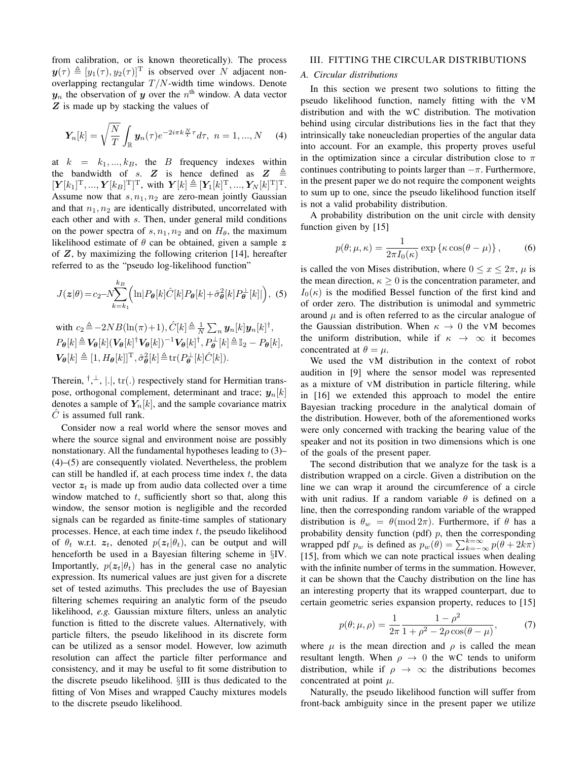from calibration, or is known theoretically). The process $\boldsymbol{y}(\tau) \triangleq [y_1(\tau), y_2(\tau)]^{\mathrm{T}}$ is observed over $N$ adjacent non-overlapping rectangular $T/N$-width time windows. Denote $\boldsymbol{y}_n$ the observation of $\boldsymbol{y}$ over the $n^{\text{th}}$ window. A data vector $\boldsymbol{Z}$ is made up by stacking the values of

$$\boldsymbol{Y}_n[k] = \sqrt{\frac{N}{T}} \int_{\mathbb{R}} \boldsymbol{y}_n(\tau) e^{-2i\pi k \frac{N}{T}\tau} d\tau, \; n = 1, ..., N \quad (4)$$

at $k = k_1, ..., k_B$, the $B$ frequency indexes within the bandwidth of $s$. $\boldsymbol{Z}$ is hence defined as $\boldsymbol{Z} \triangleq [\boldsymbol{Y}[k_1]^{\mathrm{T}}, ..., \boldsymbol{Y}[k_B]^{\mathrm{T}}]^{\mathrm{T}}$, with $\boldsymbol{Y}[k] \triangleq [\boldsymbol{Y}_1[k]^{\mathrm{T}}, ..., \boldsymbol{Y}_N[k]^{\mathrm{T}}]^{\mathrm{T}}$. Assume now that $s, n_1, n_2$ are zero-mean jointly Gaussian and that $n_1, n_2$ are identically distributed, uncorrelated with each other and with $s$. Then, under general mild conditions on the power spectra of $s, n_1, n_2$ and on $H_\theta$, the maximum likelihood estimate of $\theta$ can be obtained, given a sample $\boldsymbol{z}$ of $\boldsymbol{Z}$, by maximizing the following criterion [14], hereafter referred to as the "pseudo log-likelihood function"

$$J(\boldsymbol{z}|\theta) = c_2 - N \sum_{k=k_1}^{k_B} \Big( \ln |P_{\boldsymbol{\theta}}[k] \hat{C}[k] P_{\boldsymbol{\theta}}[k] + \hat{\sigma}^2_{\boldsymbol{\theta}}[k] P^{\perp}_{\boldsymbol{\theta}}[k]| \Big), \; (5)$$

with $c_2 \triangleq -2NB(\ln(\pi)+1)$, $\hat{C}[k] \triangleq \frac{1}{N} \sum_n \boldsymbol{y}_n[k] \boldsymbol{y}_n[k]^{\dagger}$, $P_{\boldsymbol{\theta}}[k] \triangleq \boldsymbol{V}_{\boldsymbol{\theta}}[k] (\boldsymbol{V}_{\boldsymbol{\theta}}[k]^{\dagger} \boldsymbol{V}_{\boldsymbol{\theta}}[k])^{-1} \boldsymbol{V}_{\boldsymbol{\theta}}[k]^{\dagger}$, $P^{\perp}_{\boldsymbol{\theta}}[k] \triangleq \mathbb{I}_2 - P_{\boldsymbol{\theta}}[k]$, $\boldsymbol{V}_{\boldsymbol{\theta}}[k] \triangleq [1, H_{\boldsymbol{\theta}}[k]]^{\mathrm{T}}$, $\hat{\sigma}^2_{\boldsymbol{\theta}}[k] \triangleq \mathrm{tr}(P^{\perp}_{\boldsymbol{\theta}}[k] \hat{C}[k])$.

Therein, $^{\dagger}, ^{\perp}, |.|, \mathrm{tr}(.)$ respectively stand for Hermitian transpose, orthogonal complement, determinant and trace; $\boldsymbol{y}_n[k]$ denotes a sample of $\boldsymbol{Y}_n[k]$, and the sample covariance matrix $\hat{C}$ is assumed full rank.

Consider now a real world where the sensor moves and where the source signal and environment noise are possibly nonstationary. All the fundamental hypotheses leading to (3)–(4)–(5) are consequently violated. Nevertheless, the problem can still be handled if, at each process time index $t$, the data vector $\boldsymbol{z}_t$ is made up from audio data collected over a time window matched to $t$, sufficiently short so that, along this window, the sensor motion is negligible and the recorded signals can be regarded as finite-time samples of stationary processes. Hence, at each time index $t$, the pseudo likelihood of $\theta_t$ w.r.t. $\boldsymbol{z}_t$, denoted $p(\boldsymbol{z}_t|\theta_t)$, can be output and will henceforth be used in a Bayesian filtering scheme in §IV. Importantly, $p(\boldsymbol{z}_t|\theta_t)$ has in the general case no analytic expression. Its numerical values are just given for a discrete set of tested azimuths. This precludes the use of Bayesian filtering schemes requiring an analytic form of the pseudo likelihood, *e.g.* Gaussian mixture filters, unless an analytic function is fitted to the discrete values. Alternatively, with particle filters, the pseudo likelihood in its discrete form can be utilized as a sensor model. However, low azimuth resolution can affect the particle filter performance and consistency, and it may be useful to fit some distribution to the discrete pseudo likelihood. §III is thus dedicated to the fitting of Von Mises and wrapped Cauchy mixtures models to the discrete pseudo likelihood.

## III. Fitting the Circular Distributions

### A. Circular distributions

In this section we present two solutions to fitting the pseudo likelihood function, namely fitting with the vM distribution and with the wC distribution. The motivation behind using circular distributions lies in the fact that they intrinsically take noneucledian properties of the angular data into account. For an example, this property proves useful in the optimization since a circular distribution close to $\pi$ continues contributing to points larger than $-\pi$. Furthermore, in the present paper we do not require the component weights to sum up to one, since the pseudo likelihood function itself is not a valid probability distribution.

A probability distribution on the unit circle with density function given by [15]

$$p(\theta; \mu, \kappa) = \frac{1}{2\pi I_0(\kappa)} \exp\left\{\kappa \cos(\theta - \mu)\right\}, \quad (6)$$

is called the von Mises distribution, where $0 \leq x \leq 2\pi$, $\mu$ is the mean direction, $\kappa \geq 0$ is the concentration parameter, and $I_0(\kappa)$ is the modified Bessel function of the first kind and of order zero. The distribution is unimodal and symmetric around $\mu$ and is often referred to as the circular analogue of the Gaussian distribution. When $\kappa \to 0$ the vM becomes the uniform distribution, while if $\kappa \to \infty$ it becomes concentrated at $\theta = \mu$.

We used the vM distribution in the context of robot audition in [9] where the sensor model was represented as a mixture of vM distribution in particle filtering, while in [16] we extended this approach to model the entire Bayesian tracking procedure in the analytical domain of the distribution. However, both of the aforementioned works were only concerned with tracking the bearing value of the speaker and not its position in two dimensions which is one of the goals of the present paper.

The second distribution that we analyze for the task is a distribution wrapped on a circle. Given a distribution on the line we can wrap it around the circumference of a circle with unit radius. If a random variable $\theta$ is defined on a line, then the corresponding random variable of the wrapped distribution is $\theta_w = \theta (\mathrm{mod}\, 2\pi)$. Furthermore, if $\theta$ has a probability density function (pdf) $p$, then the corresponding wrapped pdf $p_w$ is defined as $p_w(\theta) = \sum_{k=-\infty}^{k=\infty} p(\theta + 2k\pi)$ [15], from which we can note practical issues when dealing with the infinite number of terms in the summation. However, it can be shown that the Cauchy distribution on the line has an interesting property that its wrapped counterpart, due to certain geometric series expansion property, reduces to [15]

$$p(\theta; \mu, \rho) = \frac{1}{2\pi} \frac{1 - \rho^2}{1 + \rho^2 - 2\rho \cos(\theta - \mu)}, \quad (7)$$

where $\mu$ is the mean direction and $\rho$ is called the mean resultant length. When $\rho \to 0$ the wC tends to uniform distribution, while if $\rho \to \infty$ the distributions becomes concentrated at point $\mu$.

Naturally, the pseudo likelihood function will suffer from front-back ambiguity since in the present paper we utilize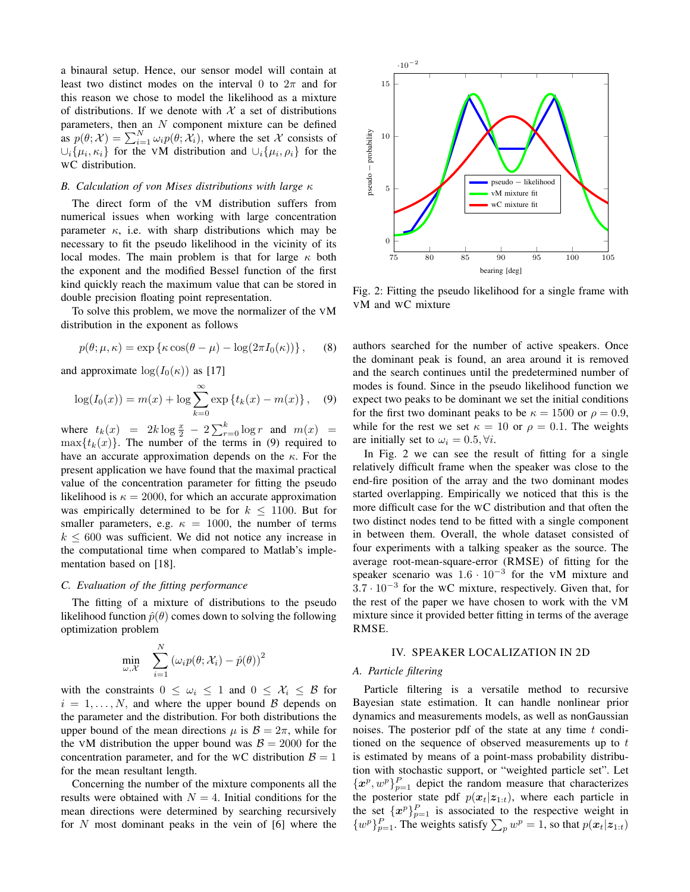a binaural setup. Hence, our sensor model will contain at least two distinct modes on the interval 0 to $2\pi$ and for this reason we chose to model the likelihood as a mixture of distributions. If we denote with $\mathcal{X}$ a set of distributions parameters, then an $N$ component mixture can be defined as $p(\theta;\mathcal{X}) = \sum_{i=1}^{N} \omega_i p(\theta;\mathcal{X}_i)$, where the set $\mathcal{X}$ consists of $\cup_i\{\mu_i,\kappa_i\}$ for the vM distribution and $\cup_i\{\mu_i,\rho_i\}$ for the wC distribution.

### B. Calculation of von Mises distributions with large $\kappa$

The direct form of the vM distribution suffers from numerical issues when working with large concentration parameter $\kappa$, i.e. with sharp distributions which may be necessary to fit the pseudo likelihood in the vicinity of its local modes. The main problem is that for large $\kappa$ both the exponent and the modified Bessel function of the first kind quickly reach the maximum value that can be stored in double precision floating point representation.

To solve this problem, we move the normalizer of the vM distribution in the exponent as follows

$$p(\theta;\mu,\kappa) = \exp\left\{\kappa\cos(\theta-\mu) - \log(2\pi I_0(\kappa))\right\}, \quad (8)$$

and approximate $\log(I_0(\kappa))$ as [17]

$$\log(I_0(x)) = m(x) + \log\sum_{k=0}^{\infty}\exp\left\{t_k(x) - m(x)\right\}, \quad (9)$$

where $t_k(x) = 2k\log\frac{x}{2} - 2\sum_{r=0}^{k}\log r$ and $m(x) = \max\{t_k(x)\}$. The number of the terms in (9) required to have an accurate approximation depends on the $\kappa$. For the present application we have found that the maximal practical value of the concentration parameter for fitting the pseudo likelihood is $\kappa = 2000$, for which an accurate approximation was empirically determined to be for $k \leq 1100$. But for smaller parameters, e.g. $\kappa = 1000$, the number of terms $k \leq 600$ was sufficient. We did not notice any increase in the computational time when compared to Matlab's implementation based on [18].

### C. Evaluation of the fitting performance

The fitting of a mixture of distributions to the pseudo likelihood function $\hat{p}(\theta)$ comes down to solving the following optimization problem

$$\min_{\omega,\mathcal{X}} \quad \sum_{i=1}^{N}\left(\omega_i p(\theta;\mathcal{X}_i) - \hat{p}(\theta)\right)^2$$

with the constraints $0 \leq \omega_i \leq 1$ and $0 \leq \mathcal{X}_i \leq \mathcal{B}$ for $i = 1,\ldots,N$, and where the upper bound $\mathcal{B}$ depends on the parameter and the distribution. For both distributions the upper bound of the mean directions $\mu$ is $\mathcal{B} = 2\pi$, while for the vM distribution the upper bound was $\mathcal{B} = 2000$ for the concentration parameter, and for the wC distribution $\mathcal{B} = 1$ for the mean resultant length.

Concerning the number of the mixture components all the results were obtained with $N = 4$. Initial conditions for the mean directions were determined by searching recursively for $N$ most dominant peaks in the vein of [6] where the authors searched for the number of active speakers. Once the dominant peak is found, an area around it is removed and the search continues until the predetermined number of modes is found. Since in the pseudo likelihood function we expect two peaks to be dominant we set the initial conditions for the first two dominant peaks to be $\kappa = 1500$ or $\rho = 0.9$, while for the rest we set $\kappa = 10$ or $\rho = 0.1$. The weights are initially set to $\omega_i = 0.5, \forall i$.

Fig. 2: Fitting the pseudo likelihood for a single frame with vM and wC mixture

In Fig. 2 we can see the result of fitting for a single relatively difficult frame when the speaker was close to the end-fire position of the array and the two dominant modes started overlapping. Empirically we noticed that this is the more difficult case for the wC distribution and that often the two distinct nodes tend to be fitted with a single component in between them. Overall, the whole dataset consisted of four experiments with a talking speaker as the source. The average root-mean-square-error (RMSE) of fitting for the speaker scenario was $1.6\cdot10^{-3}$ for the vM mixture and $3.7\cdot10^{-3}$ for the wC mixture, respectively. Given that, for the rest of the paper we have chosen to work with the vM mixture since it provided better fitting in terms of the average RMSE.

## IV. SPEAKER LOCALIZATION IN 2D

### A. Particle filtering

Particle filtering is a versatile method to recursive Bayesian state estimation. It can handle nonlinear prior dynamics and measurements models, as well as nonGaussian noises. The posterior pdf of the state at any time $t$ conditioned on the sequence of observed measurements up to $t$ is estimated by means of a point-mass probability distribution with stochastic support, or "weighted particle set". Let $\{\boldsymbol{x}^p, w^p\}_{p=1}^{P}$ depict the random measure that characterizes the posterior state pdf $p(\boldsymbol{x}_t|\boldsymbol{z}_{1:t})$, where each particle in the set $\{\boldsymbol{x}^p\}_{p=1}^{P}$ is associated to the respective weight in $\{w^p\}_{p=1}^{P}$. The weights satisfy $\sum_p w^p = 1$, so that $p(\boldsymbol{x}_t|\boldsymbol{z}_{1:t})$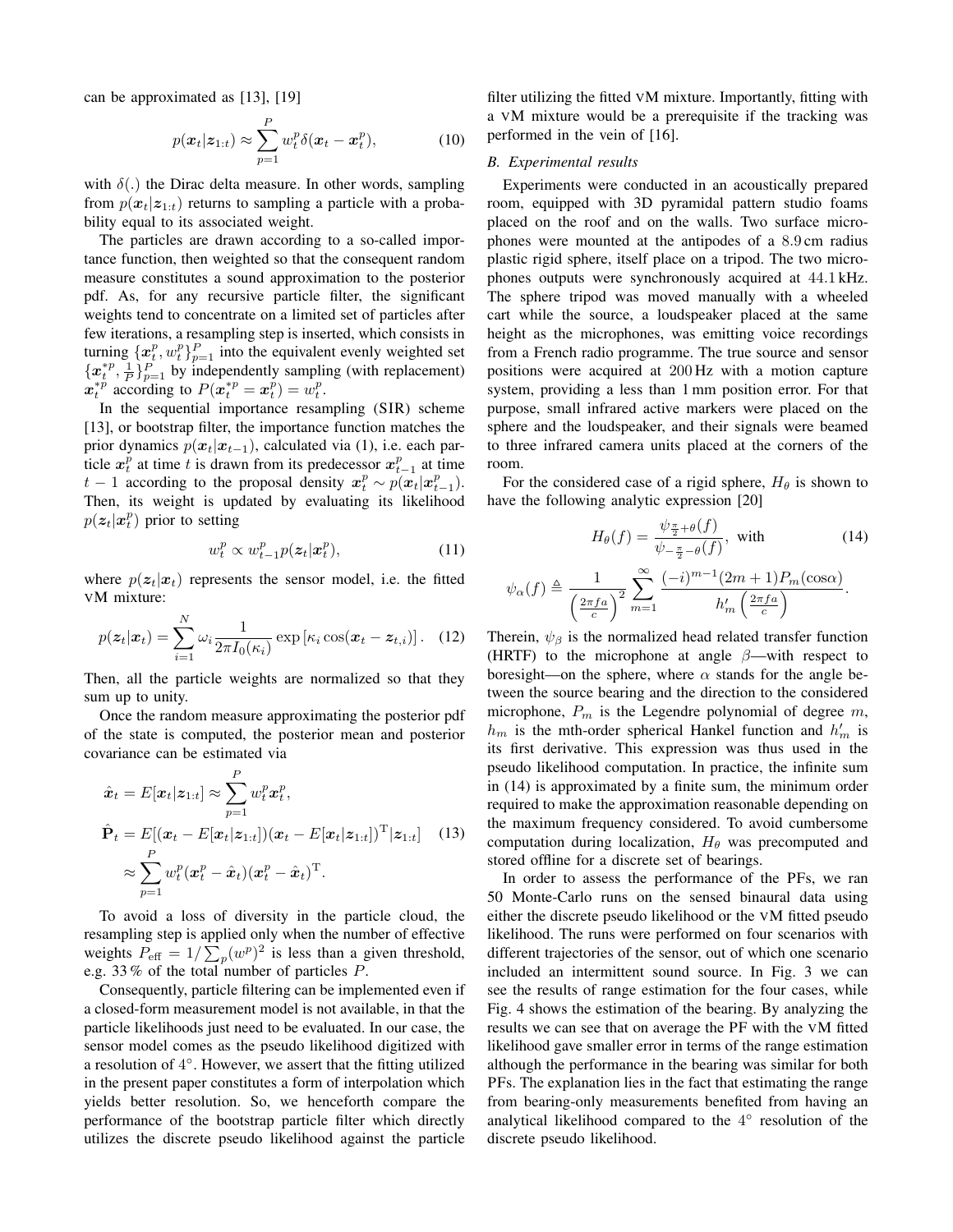can be approximated as [13], [19]

$$p(\boldsymbol{x}_t|\boldsymbol{z}_{1:t}) \approx \sum_{p=1}^{P} w_t^p \delta(\boldsymbol{x}_t - \boldsymbol{x}_t^p), \tag{10}$$

with $\delta(.)$ the Dirac delta measure. In other words, sampling from $p(\boldsymbol{x}_t|\boldsymbol{z}_{1:t})$ returns to sampling a particle with a probability equal to its associated weight.

The particles are drawn according to a so-called importance function, then weighted so that the consequent random measure constitutes a sound approximation to the posterior pdf. As, for any recursive particle filter, the significant weights tend to concentrate on a limited set of particles after few iterations, a resampling step is inserted, which consists in turning $\{\boldsymbol{x}_t^p, w_t^p\}_{p=1}^P$ into the equivalent evenly weighted set $\{\boldsymbol{x}_t^{*p}, \frac{1}{P}\}_{p=1}^P$ by independently sampling (with replacement) $\boldsymbol{x}_t^{*p}$ according to $P(\boldsymbol{x}_t^{*p} = \boldsymbol{x}_t^p) = w_t^p$.

In the sequential importance resampling (SIR) scheme [13], or bootstrap filter, the importance function matches the prior dynamics $p(\boldsymbol{x}_t|\boldsymbol{x}_{t-1})$, calculated via (1), i.e. each particle $\boldsymbol{x}_t^p$ at time $t$ is drawn from its predecessor $\boldsymbol{x}_{t-1}^p$ at time $t-1$ according to the proposal density $\boldsymbol{x}_t^p \sim p(\boldsymbol{x}_t|\boldsymbol{x}_{t-1}^p)$. Then, its weight is updated by evaluating its likelihood $p(\boldsymbol{z}_t|\boldsymbol{x}_t^p)$ prior to setting

$$w_t^p \propto w_{t-1}^p p(\boldsymbol{z}_t|\boldsymbol{x}_t^p), \tag{11}$$

where $p(\boldsymbol{z}_t|\boldsymbol{x}_t)$ represents the sensor model, i.e. the fitted VM mixture:

$$p(\boldsymbol{z}_t|\boldsymbol{x}_t) = \sum_{i=1}^{N} \omega_i \frac{1}{2\pi I_0(\kappa_i)} \exp\left[\kappa_i \cos(\boldsymbol{x}_t - \boldsymbol{z}_{t,i})\right]. \tag{12}$$

Then, all the particle weights are normalized so that they sum up to unity.

Once the random measure approximating the posterior pdf of the state is computed, the posterior mean and posterior covariance can be estimated via

$$\begin{aligned}
\hat{\boldsymbol{x}}_t &= E[\boldsymbol{x}_t|\boldsymbol{z}_{1:t}] \approx \sum_{p=1}^{P} w_t^p \boldsymbol{x}_t^p, \\
\hat{\mathbf{P}}_t &= E[(\boldsymbol{x}_t - E[\boldsymbol{x}_t|\boldsymbol{z}_{1:t}])(\boldsymbol{x}_t - E[\boldsymbol{x}_t|\boldsymbol{z}_{1:t}])^{\mathrm{T}}|\boldsymbol{z}_{1:t}] \\
&\approx \sum_{p=1}^{P} w_t^p (\boldsymbol{x}_t^p - \hat{\boldsymbol{x}}_t)(\boldsymbol{x}_t^p - \hat{\boldsymbol{x}}_t)^{\mathrm{T}}.
\end{aligned} \tag{13}$$

To avoid a loss of diversity in the particle cloud, the resampling step is applied only when the number of effective weights $P_{\text{eff}} = 1/\sum_p (w^p)^2$ is less than a given threshold, e.g. 33 % of the total number of particles $P$.

Consequently, particle filtering can be implemented even if a closed-form measurement model is not available, in that the particle likelihoods just need to be evaluated. In our case, the sensor model comes as the pseudo likelihood digitized with a resolution of $4^\circ$. However, we assert that the fitting utilized in the present paper constitutes a form of interpolation which yields better resolution. So, we henceforth compare the performance of the bootstrap particle filter which directly utilizes the discrete pseudo likelihood against the particle filter utilizing the fitted VM mixture. Importantly, fitting with a VM mixture would be a prerequisite if the tracking was performed in the vein of [16].

### B. Experimental results

Experiments were conducted in an acoustically prepared room, equipped with 3D pyramidal pattern studio foams placed on the roof and on the walls. Two surface microphones were mounted at the antipodes of a 8.9 cm radius plastic rigid sphere, itself place on a tripod. The two microphones outputs were synchronously acquired at 44.1 kHz. The sphere tripod was moved manually with a wheeled cart while the source, a loudspeaker placed at the same height as the microphones, was emitting voice recordings from a French radio programme. The true source and sensor positions were acquired at 200 Hz with a motion capture system, providing a less than 1 mm position error. For that purpose, small infrared active markers were placed on the sphere and the loudspeaker, and their signals were beamed to three infrared camera units placed at the corners of the room.

For the considered case of a rigid sphere, $H_\theta$ is shown to have the following analytic expression [20]

$$H_\theta(f) = \frac{\psi_{\frac{\pi}{2}+\theta}(f)}{\psi_{-\frac{\pi}{2}-\theta}(f)}, \text{ with} \tag{14}$$

$$\psi_\alpha(f) \triangleq \frac{1}{\left(\frac{2\pi f a}{c}\right)^2} \sum_{m=1}^{\infty} \frac{(-i)^{m-1}(2m+1)P_m(\cos\alpha)}{h_m'\left(\frac{2\pi f a}{c}\right)}.$$

Therein, $\psi_\beta$ is the normalized head related transfer function (HRTF) to the microphone at angle $\beta$—with respect to boresight—on the sphere, where $\alpha$ stands for the angle between the source bearing and the direction to the considered microphone, $P_m$ is the Legendre polynomial of degree $m$, $h_m$ is the mth-order spherical Hankel function and $h_m'$ is its first derivative. This expression was thus used in the pseudo likelihood computation. In practice, the infinite sum in (14) is approximated by a finite sum, the minimum order required to make the approximation reasonable depending on the maximum frequency considered. To avoid cumbersome computation during localization, $H_\theta$ was precomputed and stored offline for a discrete set of bearings.

In order to assess the performance of the PFs, we ran 50 Monte-Carlo runs on the sensed binaural data using either the discrete pseudo likelihood or the VM fitted pseudo likelihood. The runs were performed on four scenarios with different trajectories of the sensor, out of which one scenario included an intermittent sound source. In Fig. 3 we can see the results of range estimation for the four cases, while Fig. 4 shows the estimation of the bearing. By analyzing the results we can see that on average the PF with the VM fitted likelihood gave smaller error in terms of the range estimation although the performance in the bearing was similar for both PFs. The explanation lies in the fact that estimating the range from bearing-only measurements benefited from having an analytical likelihood compared to the $4^\circ$ resolution of the discrete pseudo likelihood.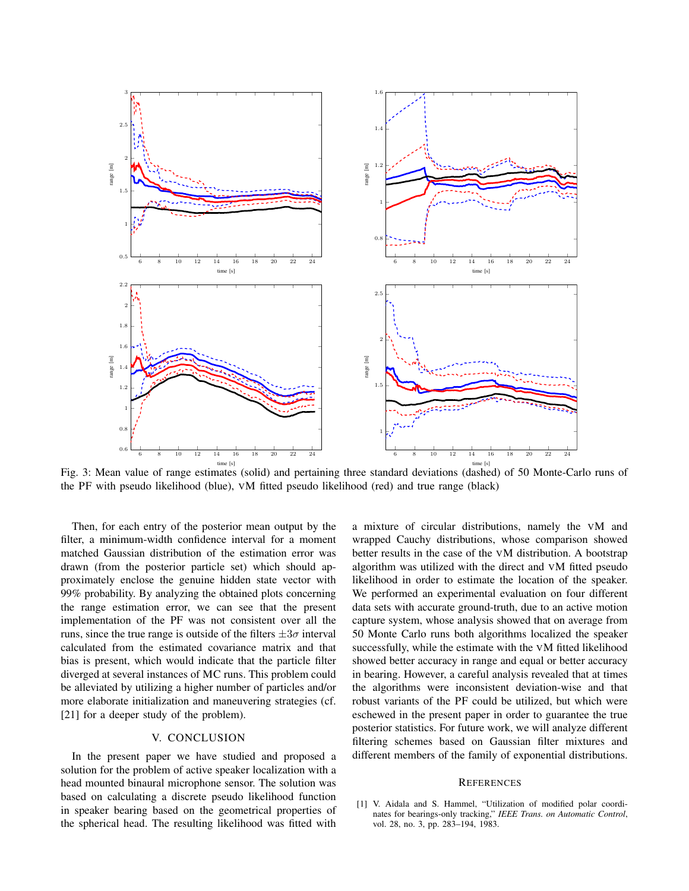Fig. 3: Mean value of range estimates (solid) and pertaining three standard deviations (dashed) of 50 Monte-Carlo runs of the PF with pseudo likelihood (blue), vM fitted pseudo likelihood (red) and true range (black)

Then, for each entry of the posterior mean output by the filter, a minimum-width confidence interval for a moment matched Gaussian distribution of the estimation error was drawn (from the posterior particle set) which should approximately enclose the genuine hidden state vector with 99% probability. By analyzing the obtained plots concerning the range estimation error, we can see that the present implementation of the PF was not consistent over all the runs, since the true range is outside of the filters $\pm 3\sigma$ interval calculated from the estimated covariance matrix and that bias is present, which would indicate that the particle filter diverged at several instances of MC runs. This problem could be alleviated by utilizing a higher number of particles and/or more elaborate initialization and maneuvering strategies (cf. [21] for a deeper study of the problem).

## V. CONCLUSION

In the present paper we have studied and proposed a solution for the problem of active speaker localization with a head mounted binaural microphone sensor. The solution was based on calculating a discrete pseudo likelihood function in speaker bearing based on the geometrical properties of the spherical head. The resulting likelihood was fitted with a mixture of circular distributions, namely the vM and wrapped Cauchy distributions, whose comparison showed better results in the case of the vM distribution. A bootstrap algorithm was utilized with the direct and vM fitted pseudo likelihood in order to estimate the location of the speaker. We performed an experimental evaluation on four different data sets with accurate ground-truth, due to an active motion capture system, whose analysis showed that on average from 50 Monte Carlo runs both algorithms localized the speaker successfully, while the estimate with the vM fitted likelihood showed better accuracy in range and equal or better accuracy in bearing. However, a careful analysis revealed that at times the algorithms were inconsistent deviation-wise and that robust variants of the PF could be utilized, but which were eschewed in the present paper in order to guarantee the true posterior statistics. For future work, we will analyze different filtering schemes based on Gaussian filter mixtures and different members of the family of exponential distributions.

## REFERENCES

[1] V. Aidala and S. Hammel, "Utilization of modified polar coordinates for bearings-only tracking," *IEEE Trans. on Automatic Control*, vol. 28, no. 3, pp. 283–194, 1983.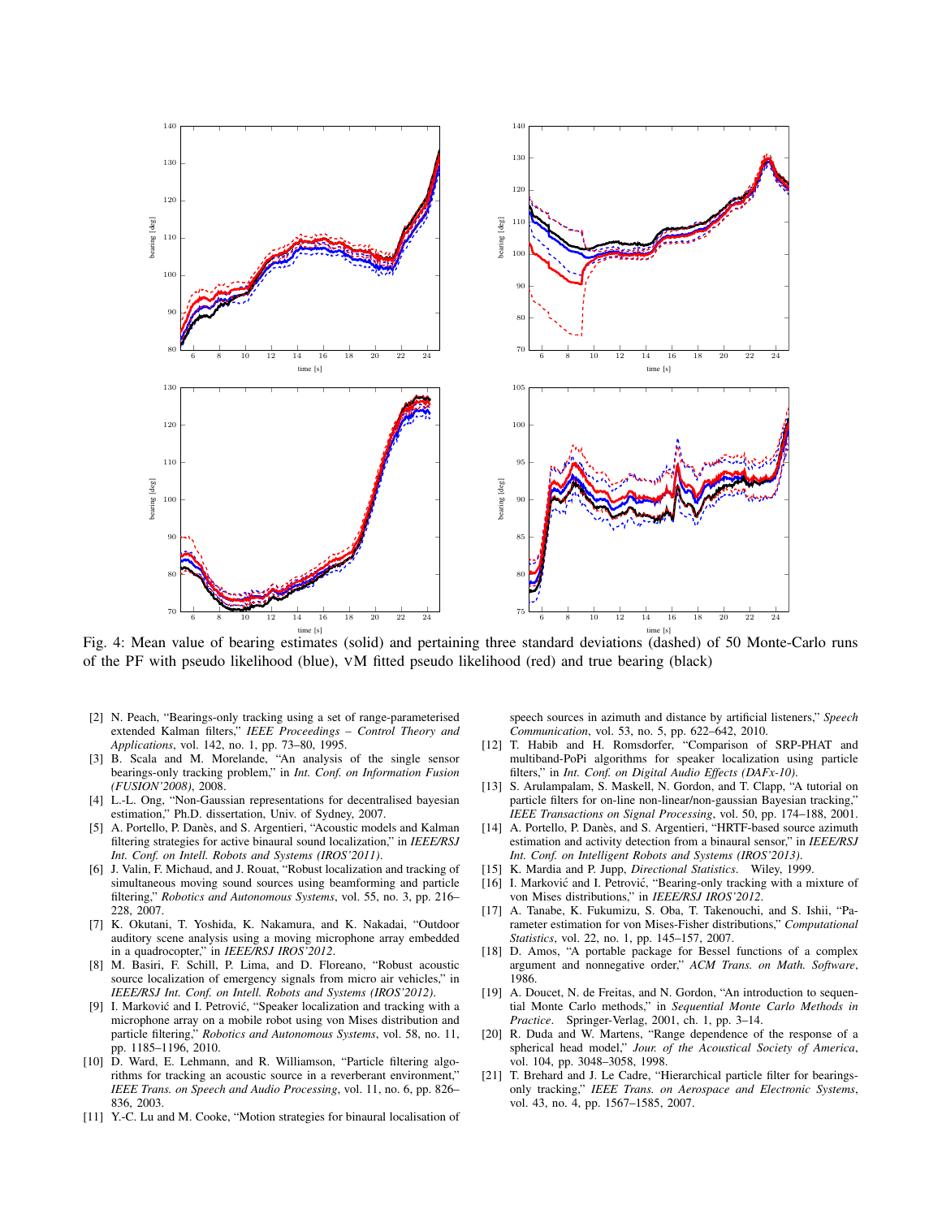140
130
120
110
100
90
80
bearing [deg]
6 8 10 12 14 16 18 20 22 24
time [s]

140
130
120
110
100
90
80
70
bearing [deg]
6 8 10 12 14 16 18 20 22 24
time [s]

130
120
110
100
90
80
70
bearing [deg]
6 8 10 12 14 16 18 20 22 24
time [s]

105
100
95
90
85
80
75
bearing [deg]
6 8 10 12 14 16 18 20 22 24
time [s]

Fig. 4: Mean value of bearing estimates (solid) and pertaining three standard deviations (dashed) of 50 Monte-Carlo runs of the PF with pseudo likelihood (blue), vM fitted pseudo likelihood (red) and true bearing (black)

[2] N. Peach, "Bearings-only tracking using a set of range-parameterised extended Kalman filters," *IEEE Proceedings – Control Theory and Applications*, vol. 142, no. 1, pp. 73–80, 1995.

[3] B. Scala and M. Morelande, "An analysis of the single sensor bearings-only tracking problem," in *Int. Conf. on Information Fusion (FUSION'2008)*, 2008.

[4] L.-L. Ong, "Non-Gaussian representations for decentralised bayesian estimation," Ph.D. dissertation, Univ. of Sydney, 2007.

[5] A. Portello, P. Danès, and S. Argentieri, "Acoustic models and Kalman filtering strategies for active binaural sound localization," in *IEEE/RSJ Int. Conf. on Intell. Robots and Systems (IROS'2011)*.

[6] J. Valin, F. Michaud, and J. Rouat, "Robust localization and tracking of simultaneous moving sound sources using beamforming and particle filtering," *Robotics and Autonomous Systems*, vol. 55, no. 3, pp. 216–228, 2007.

[7] K. Okutani, T. Yoshida, K. Nakamura, and K. Nakadai, "Outdoor auditory scene analysis using a moving microphone array embedded in a quadrocopter," in *IEEE/RSJ IROS'2012*.

[8] M. Basiri, F. Schill, P. Lima, and D. Floreano, "Robust acoustic source localization of emergency signals from micro air vehicles," in *IEEE/RSJ Int. Conf. on Intell. Robots and Systems (IROS'2012)*.

[9] I. Marković and I. Petrović, "Speaker localization and tracking with a microphone array on a mobile robot using von Mises distribution and particle filtering," *Robotics and Autonomous Systems*, vol. 58, no. 11, pp. 1185–1196, 2010.

[10] D. Ward, E. Lehmann, and R. Williamson, "Particle filtering algorithms for tracking an acoustic source in a reverberant environment," *IEEE Trans. on Speech and Audio Processing*, vol. 11, no. 6, pp. 826–836, 2003.

[11] Y.-C. Lu and M. Cooke, "Motion strategies for binaural localisation of speech sources in azimuth and distance by artificial listeners," *Speech Communication*, vol. 53, no. 5, pp. 622–642, 2010.

[12] T. Habib and H. Romsdorfer, "Comparison of SRP-PHAT and multiband-PoPi algorithms for speaker localization using particle filters," in *Int. Conf. on Digital Audio Effects (DAFx-10)*.

[13] S. Arulampalam, S. Maskell, N. Gordon, and T. Clapp, "A tutorial on particle filters for on-line non-linear/non-gaussian Bayesian tracking," *IEEE Transactions on Signal Processing*, vol. 50, pp. 174–188, 2001.

[14] A. Portello, P. Danès, and S. Argentieri, "HRTF-based source azimuth estimation and activity detection from a binaural sensor," in *IEEE/RSJ Int. Conf. on Intelligent Robots and Systems (IROS'2013)*.

[15] K. Mardia and P. Jupp, *Directional Statistics*. Wiley, 1999.

[16] I. Marković and I. Petrović, "Bearing-only tracking with a mixture of von Mises distributions," in *IEEE/RSJ IROS'2012*.

[17] A. Tanabe, K. Fukumizu, S. Oba, T. Takenouchi, and S. Ishii, "Parameter estimation for von Mises-Fisher distributions," *Computational Statistics*, vol. 22, no. 1, pp. 145–157, 2007.

[18] D. Amos, "A portable package for Bessel functions of a complex argument and nonnegative order," *ACM Trans. on Math. Software*, 1986.

[19] A. Doucet, N. de Freitas, and N. Gordon, "An introduction to sequential Monte Carlo methods," in *Sequential Monte Carlo Methods in Practice*. Springer-Verlag, 2001, ch. 1, pp. 3–14.

[20] R. Duda and W. Martens, "Range dependence of the response of a spherical head model," *Jour. of the Acoustical Society of America*, vol. 104, pp. 3048–3058, 1998.

[21] T. Brehard and J. Le Cadre, "Hierarchical particle filter for bearings-only tracking," *IEEE Trans. on Aerospace and Electronic Systems*, vol. 43, no. 4, pp. 1567–1585, 2007.